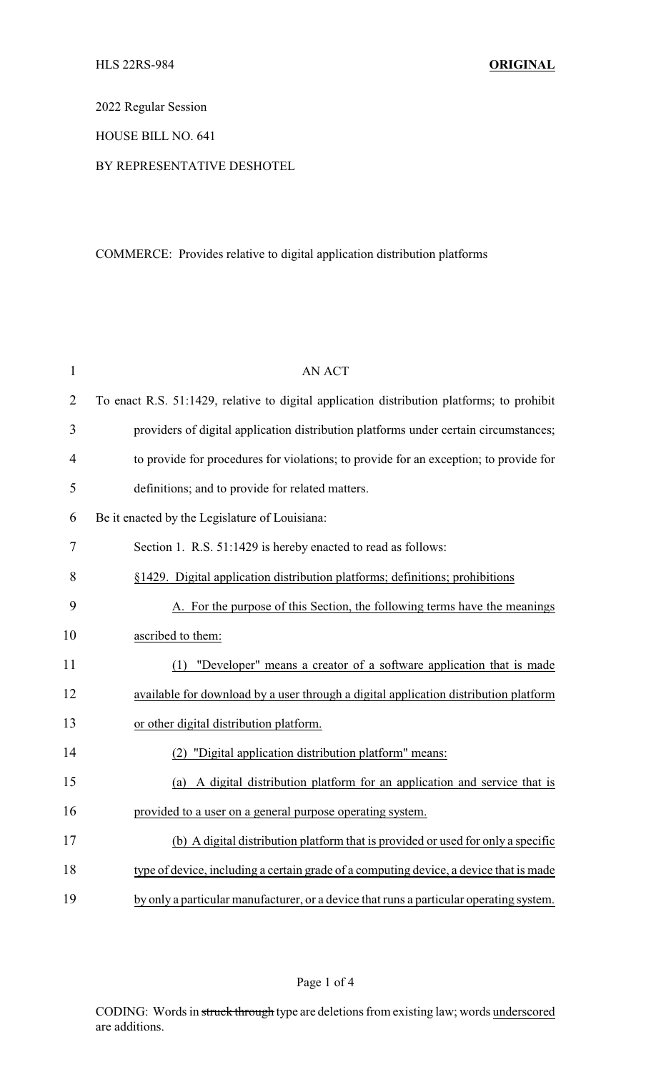HLS 22RS-984 **ORIGINAL**

2022 Regular Session

HOUSE BILL NO. 641

BY REPRESENTATIVE DESHOTEL

COMMERCE: Provides relative to digital application distribution platforms

AN ACT

To enact R.S. 51:1429, relative to digital application distribution platforms; to prohibit providers of digital application distribution platforms under certain circumstances; to provide for procedures for violations; to provide for an exception; to provide for definitions; and to provide for related matters.

Be it enacted by the Legislature of Louisiana:

Section 1. R.S. 51:1429 is hereby enacted to read as follows:

§1429. Digital application distribution platforms; definitions; prohibitions

A. For the purpose of this Section, the following terms have the meanings ascribed to them:

(1) "Developer" means a creator of a software application that is made available for download by a user through a digital application distribution platform or other digital distribution platform.

(2) "Digital application distribution platform" means:

(a) A digital distribution platform for an application and service that is provided to a user on a general purpose operating system.

(b) A digital distribution platform that is provided or used for only a specific type of device, including a certain grade of a computing device, a device that is made by only a particular manufacturer, or a device that runs a particular operating system.

CODING: Words in ~~struck through~~ type are deletions from existing law; words underscored are additions.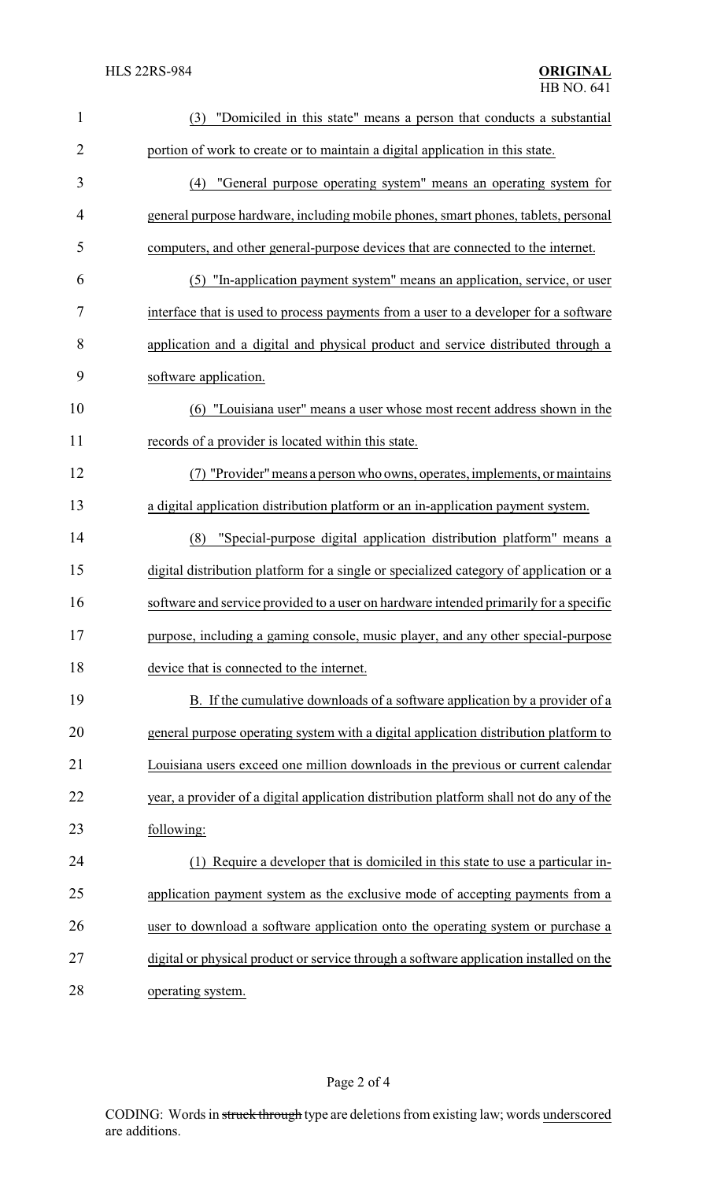(3) "Domiciled in this state" means a person that conducts a substantial portion of work to create or to maintain a digital application in this state.

(4) "General purpose operating system" means an operating system for general purpose hardware, including mobile phones, smart phones, tablets, personal computers, and other general-purpose devices that are connected to the internet.

(5) "In-application payment system" means an application, service, or user interface that is used to process payments from a user to a developer for a software application and a digital and physical product and service distributed through a software application.

(6) "Louisiana user" means a user whose most recent address shown in the records of a provider is located within this state.

(7) "Provider" means a person who owns, operates, implements, or maintains a digital application distribution platform or an in-application payment system.

(8) "Special-purpose digital application distribution platform" means a digital distribution platform for a single or specialized category of application or a software and service provided to a user on hardware intended primarily for a specific purpose, including a gaming console, music player, and any other special-purpose device that is connected to the internet.

B. If the cumulative downloads of a software application by a provider of a general purpose operating system with a digital application distribution platform to Louisiana users exceed one million downloads in the previous or current calendar year, a provider of a digital application distribution platform shall not do any of the following:

(1) Require a developer that is domiciled in this state to use a particular in-application payment system as the exclusive mode of accepting payments from a user to download a software application onto the operating system or purchase a digital or physical product or service through a software application installed on the operating system.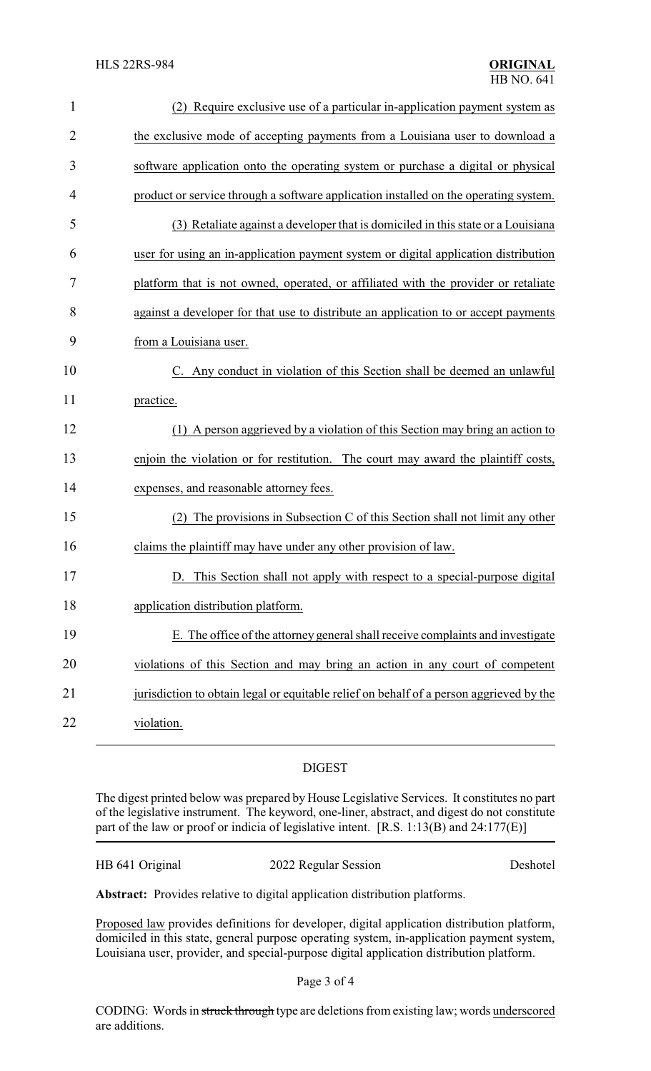(2) Require exclusive use of a particular in-application payment system as the exclusive mode of accepting payments from a Louisiana user to download a software application onto the operating system or purchase a digital or physical product or service through a software application installed on the operating system.

(3) Retaliate against a developer that is domiciled in this state or a Louisiana user for using an in-application payment system or digital application distribution platform that is not owned, operated, or affiliated with the provider or retaliate against a developer for that use to distribute an application to or accept payments from a Louisiana user.

C. Any conduct in violation of this Section shall be deemed an unlawful practice.

(1) A person aggrieved by a violation of this Section may bring an action to enjoin the violation or for restitution. The court may award the plaintiff costs, expenses, and reasonable attorney fees.

(2) The provisions in Subsection C of this Section shall not limit any other claims the plaintiff may have under any other provision of law.

D. This Section shall not apply with respect to a special-purpose digital application distribution platform.

E. The office of the attorney general shall receive complaints and investigate violations of this Section and may bring an action in any court of competent jurisdiction to obtain legal or equitable relief on behalf of a person aggrieved by the violation.

## DIGEST

The digest printed below was prepared by House Legislative Services. It constitutes no part of the legislative instrument. The keyword, one-liner, abstract, and digest do not constitute part of the law or proof or indicia of legislative intent. [R.S. 1:13(B) and 24:177(E)]

HB 641 Original    2022 Regular Session    Deshotel

**Abstract:** Provides relative to digital application distribution platforms.

Proposed law provides definitions for developer, digital application distribution platform, domiciled in this state, general purpose operating system, in-application payment system, Louisiana user, provider, and special-purpose digital application distribution platform.

CODING: Words in ~~struck through~~ type are deletions from existing law; words underscored are additions.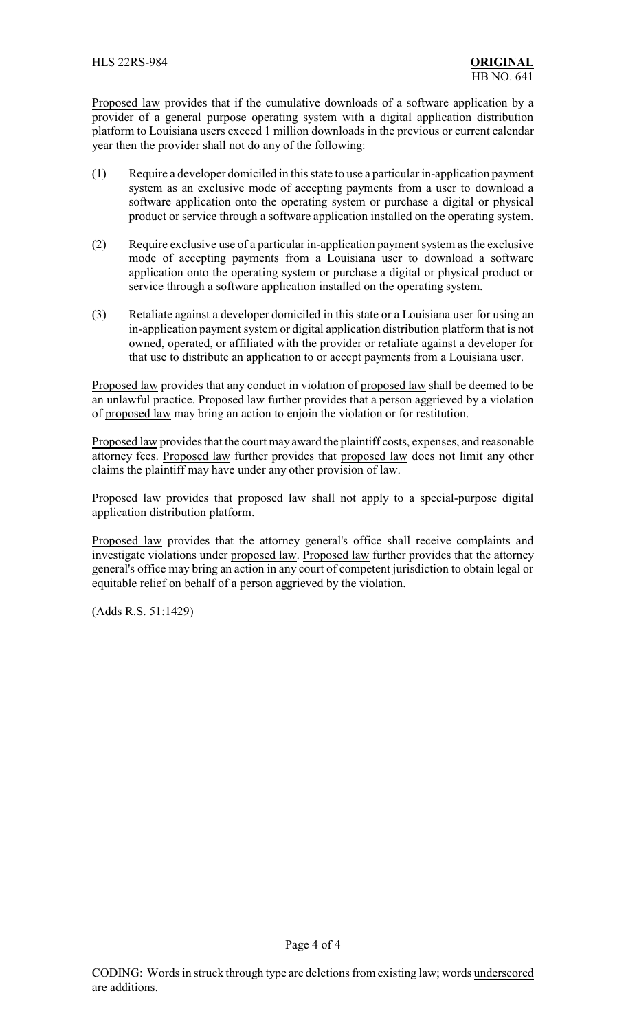Proposed law provides that if the cumulative downloads of a software application by a provider of a general purpose operating system with a digital application distribution platform to Louisiana users exceed 1 million downloads in the previous or current calendar year then the provider shall not do any of the following:

(1) Require a developer domiciled in this state to use a particular in-application payment system as an exclusive mode of accepting payments from a user to download a software application onto the operating system or purchase a digital or physical product or service through a software application installed on the operating system.

(2) Require exclusive use of a particular in-application payment system as the exclusive mode of accepting payments from a Louisiana user to download a software application onto the operating system or purchase a digital or physical product or service through a software application installed on the operating system.

(3) Retaliate against a developer domiciled in this state or a Louisiana user for using an in-application payment system or digital application distribution platform that is not owned, operated, or affiliated with the provider or retaliate against a developer for that use to distribute an application to or accept payments from a Louisiana user.

Proposed law provides that any conduct in violation of proposed law shall be deemed to be an unlawful practice. Proposed law further provides that a person aggrieved by a violation of proposed law may bring an action to enjoin the violation or for restitution.

Proposed law provides that the court may award the plaintiff costs, expenses, and reasonable attorney fees. Proposed law further provides that proposed law does not limit any other claims the plaintiff may have under any other provision of law.

Proposed law provides that proposed law shall not apply to a special-purpose digital application distribution platform.

Proposed law provides that the attorney general's office shall receive complaints and investigate violations under proposed law. Proposed law further provides that the attorney general's office may bring an action in any court of competent jurisdiction to obtain legal or equitable relief on behalf of a person aggrieved by the violation.

(Adds R.S. 51:1429)